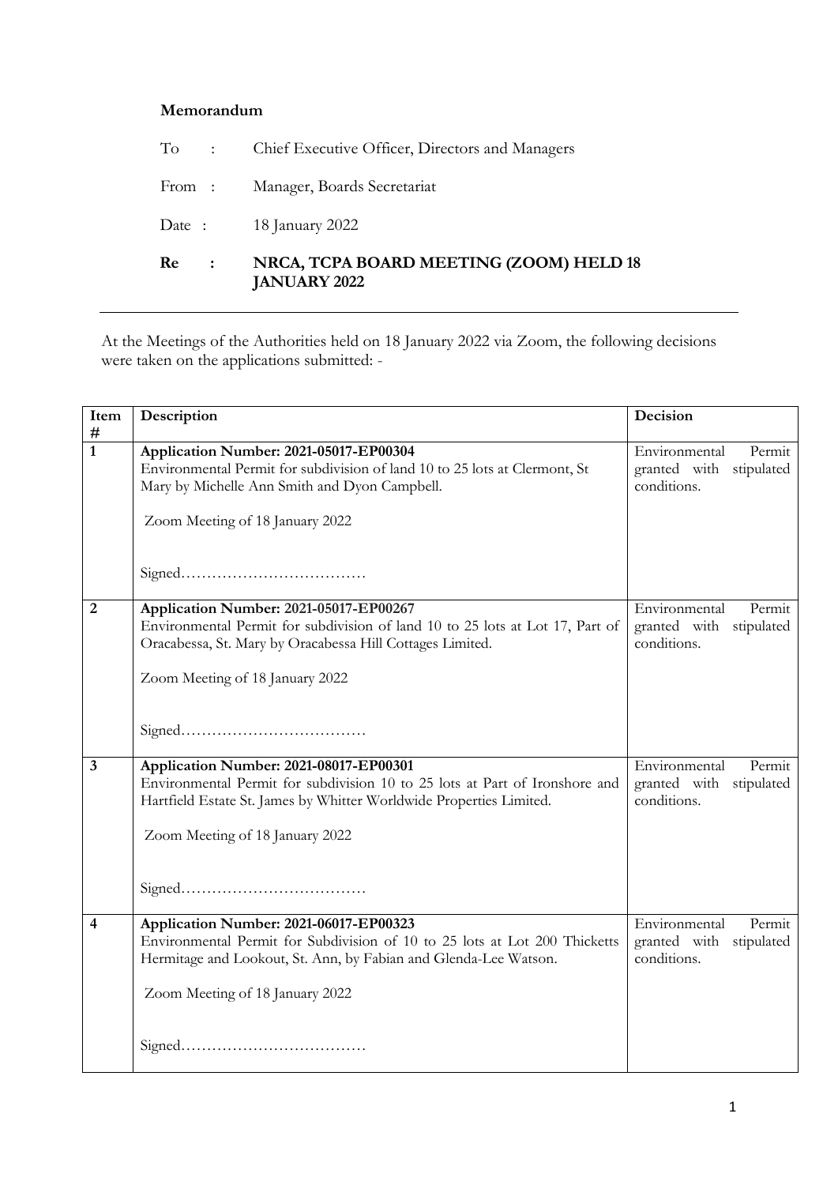**Memorandum**

To : Chief Executive Officer, Directors and Managers

From : Manager, Boards Secretariat

Date : 18 January 2022

**Re : NRCA, TCPA BOARD MEETING (ZOOM) HELD 18 JANUARY 2022**

---

At the Meetings of the Authorities held on 18 January 2022 via Zoom, the following decisions were taken on the applications submitted: -

| Item # | Description | Decision |
|---|---|---|
| 1 | **Application Number: 2021-05017-EP00304**<br>Environmental Permit for subdivision of land 10 to 25 lots at Clermont, St Mary by Michelle Ann Smith and Dyon Campbell.<br><br>Zoom Meeting of 18 January 2022<br><br>Signed……………………………… | Environmental Permit granted with stipulated conditions. |
| 2 | **Application Number: 2021-05017-EP00267**<br>Environmental Permit for subdivision of land 10 to 25 lots at Lot 17, Part of Oracabessa, St. Mary by Oracabessa Hill Cottages Limited.<br><br>Zoom Meeting of 18 January 2022<br><br>Signed……………………………… | Environmental Permit granted with stipulated conditions. |
| 3 | **Application Number: 2021-08017-EP00301**<br>Environmental Permit for subdivision 10 to 25 lots at Part of Ironshore and Hartfield Estate St. James by Whitter Worldwide Properties Limited.<br><br>Zoom Meeting of 18 January 2022<br><br>Signed……………………………… | Environmental Permit granted with stipulated conditions. |
| 4 | **Application Number: 2021-06017-EP00323**<br>Environmental Permit for Subdivision of 10 to 25 lots at Lot 200 Thicketts Hermitage and Lookout, St. Ann, by Fabian and Glenda-Lee Watson.<br><br>Zoom Meeting of 18 January 2022<br><br>Signed……………………………… | Environmental Permit granted with stipulated conditions. |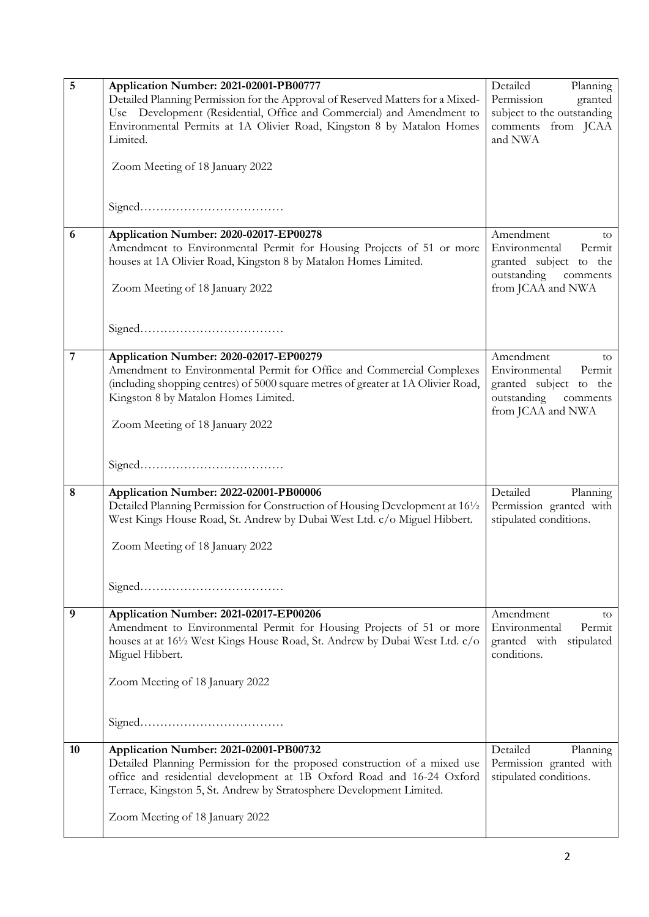| | | |
|---|---|---|
| 5 | **Application Number: 2021-02001-PB00777**<br>Detailed Planning Permission for the Approval of Reserved Matters for a Mixed-Use Development (Residential, Office and Commercial) and Amendment to Environmental Permits at 1A Olivier Road, Kingston 8 by Matalon Homes Limited.<br><br>Zoom Meeting of 18 January 2022<br><br>Signed……………………………… | Detailed Planning Permission granted subject to the outstanding comments from JCAA and NWA |
| 6 | **Application Number: 2020-02017-EP00278**<br>Amendment to Environmental Permit for Housing Projects of 51 or more houses at 1A Olivier Road, Kingston 8 by Matalon Homes Limited.<br><br>Zoom Meeting of 18 January 2022<br><br>Signed……………………………… | Amendment to Environmental Permit granted subject to the outstanding comments from JCAA and NWA |
| 7 | **Application Number: 2020-02017-EP00279**<br>Amendment to Environmental Permit for Office and Commercial Complexes (including shopping centres) of 5000 square metres of greater at 1A Olivier Road, Kingston 8 by Matalon Homes Limited.<br><br>Zoom Meeting of 18 January 2022<br><br>Signed……………………………… | Amendment to Environmental Permit granted subject to the outstanding comments from JCAA and NWA |
| 8 | **Application Number: 2022-02001-PB00006**<br>Detailed Planning Permission for Construction of Housing Development at 16½ West Kings House Road, St. Andrew by Dubai West Ltd. c/o Miguel Hibbert.<br><br>Zoom Meeting of 18 January 2022<br><br>Signed……………………………… | Detailed Planning Permission granted with stipulated conditions. |
| 9 | **Application Number: 2021-02017-EP00206**<br>Amendment to Environmental Permit for Housing Projects of 51 or more houses at at 16½ West Kings House Road, St. Andrew by Dubai West Ltd. c/o Miguel Hibbert.<br><br>Zoom Meeting of 18 January 2022<br><br>Signed……………………………… | Amendment to Environmental Permit granted with stipulated conditions. |
| 10 | **Application Number: 2021-02001-PB00732**<br>Detailed Planning Permission for the proposed construction of a mixed use office and residential development at 1B Oxford Road and 16-24 Oxford Terrace, Kingston 5, St. Andrew by Stratosphere Development Limited.<br><br>Zoom Meeting of 18 January 2022 | Detailed Planning Permission granted with stipulated conditions. |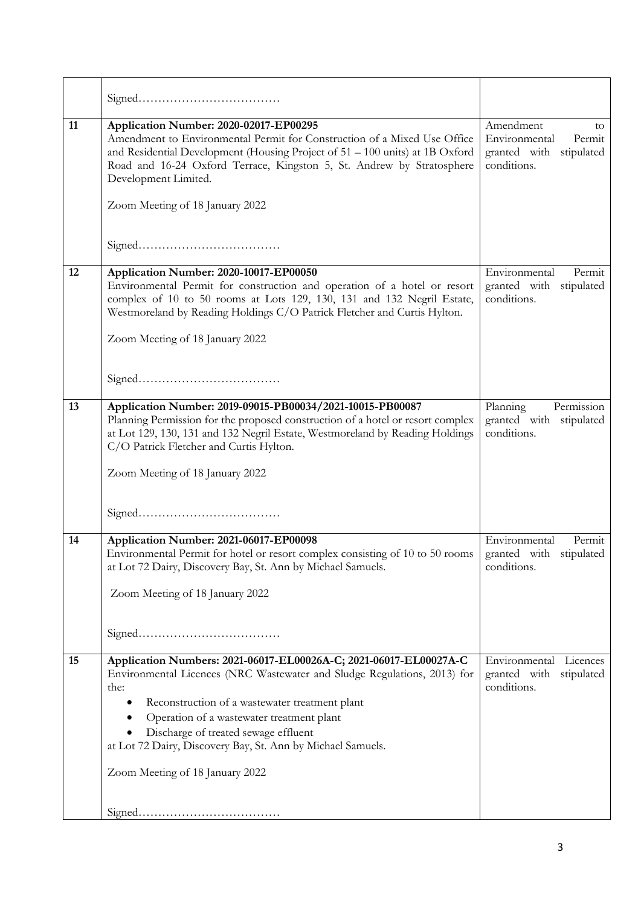| | | |
|---|---|---|
| | Signed……………………………… | |
| 11 | **Application Number: 2020-02017-EP00295**<br>Amendment to Environmental Permit for Construction of a Mixed Use Office and Residential Development (Housing Project of 51 – 100 units) at 1B Oxford Road and 16-24 Oxford Terrace, Kingston 5, St. Andrew by Stratosphere Development Limited.<br><br>Zoom Meeting of 18 January 2022<br><br>Signed……………………………… | Amendment to Environmental Permit granted with stipulated conditions. |
| 12 | **Application Number: 2020-10017-EP00050**<br>Environmental Permit for construction and operation of a hotel or resort complex of 10 to 50 rooms at Lots 129, 130, 131 and 132 Negril Estate, Westmoreland by Reading Holdings C/O Patrick Fletcher and Curtis Hylton.<br><br>Zoom Meeting of 18 January 2022<br><br>Signed……………………………… | Environmental Permit granted with stipulated conditions. |
| 13 | **Application Number: 2019-09015-PB00034/2021-10015-PB00087**<br>Planning Permission for the proposed construction of a hotel or resort complex at Lot 129, 130, 131 and 132 Negril Estate, Westmoreland by Reading Holdings C/O Patrick Fletcher and Curtis Hylton.<br><br>Zoom Meeting of 18 January 2022<br><br>Signed……………………………… | Planning Permission granted with stipulated conditions. |
| 14 | **Application Number: 2021-06017-EP00098**<br>Environmental Permit for hotel or resort complex consisting of 10 to 50 rooms at Lot 72 Dairy, Discovery Bay, St. Ann by Michael Samuels.<br><br>Zoom Meeting of 18 January 2022<br><br>Signed……………………………… | Environmental Permit granted with stipulated conditions. |
| 15 | **Application Numbers: 2021-06017-EL00026A-C; 2021-06017-EL00027A-C**<br>Environmental Licences (NRC Wastewater and Sludge Regulations, 2013) for the:<br>• Reconstruction of a wastewater treatment plant<br>• Operation of a wastewater treatment plant<br>• Discharge of treated sewage effluent<br>at Lot 72 Dairy, Discovery Bay, St. Ann by Michael Samuels.<br><br>Zoom Meeting of 18 January 2022<br><br>Signed……………………………… | Environmental Licences granted with stipulated conditions. |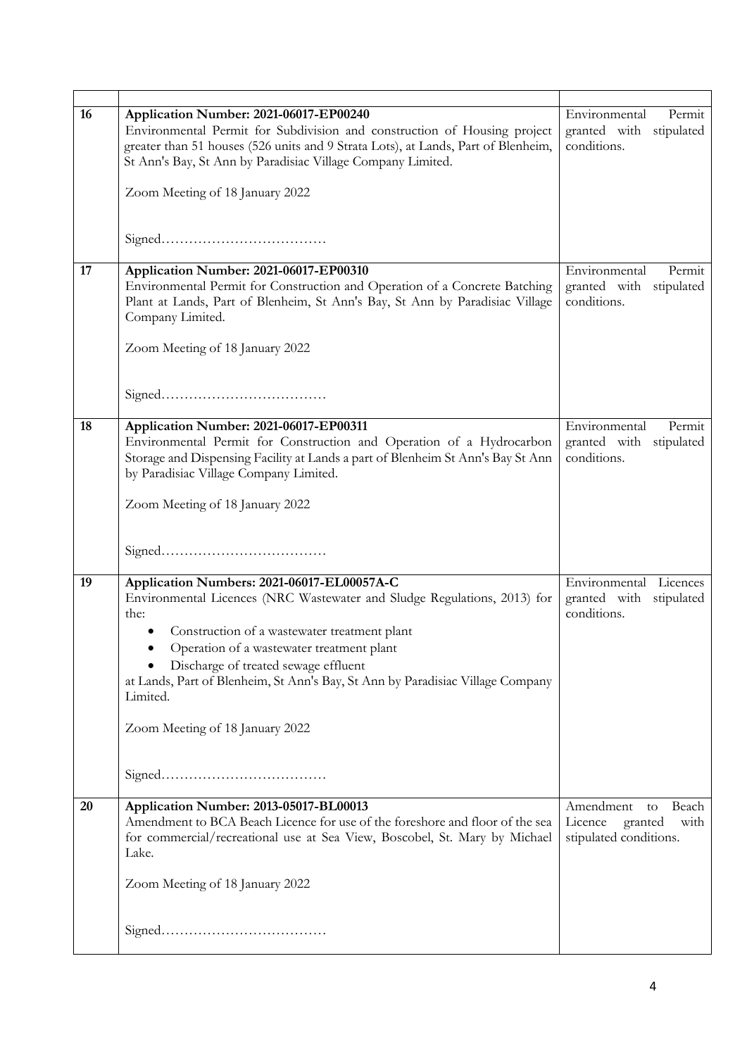| | | |
|---|---|---|
| 16 | **Application Number: 2021-06017-EP00240**<br>Environmental Permit for Subdivision and construction of Housing project greater than 51 houses (526 units and 9 Strata Lots), at Lands, Part of Blenheim, St Ann's Bay, St Ann by Paradisiac Village Company Limited.<br><br>Zoom Meeting of 18 January 2022<br><br>Signed……………………………… | Environmental Permit granted with stipulated conditions. |
| 17 | **Application Number: 2021-06017-EP00310**<br>Environmental Permit for Construction and Operation of a Concrete Batching Plant at Lands, Part of Blenheim, St Ann's Bay, St Ann by Paradisiac Village Company Limited.<br><br>Zoom Meeting of 18 January 2022<br><br>Signed……………………………… | Environmental Permit granted with stipulated conditions. |
| 18 | **Application Number: 2021-06017-EP00311**<br>Environmental Permit for Construction and Operation of a Hydrocarbon Storage and Dispensing Facility at Lands a part of Blenheim St Ann's Bay St Ann by Paradisiac Village Company Limited.<br><br>Zoom Meeting of 18 January 2022<br><br>Signed……………………………… | Environmental Permit granted with stipulated conditions. |
| 19 | **Application Numbers: 2021-06017-EL00057A-C**<br>Environmental Licences (NRC Wastewater and Sludge Regulations, 2013) for the:<br>• Construction of a wastewater treatment plant<br>• Operation of a wastewater treatment plant<br>• Discharge of treated sewage effluent<br>at Lands, Part of Blenheim, St Ann's Bay, St Ann by Paradisiac Village Company Limited.<br><br>Zoom Meeting of 18 January 2022<br><br>Signed……………………………… | Environmental Licences granted with stipulated conditions. |
| 20 | **Application Number: 2013-05017-BL00013**<br>Amendment to BCA Beach Licence for use of the foreshore and floor of the sea for commercial/recreational use at Sea View, Boscobel, St. Mary by Michael Lake.<br><br>Zoom Meeting of 18 January 2022<br><br>Signed……………………………… | Amendment to Beach Licence granted with stipulated conditions. |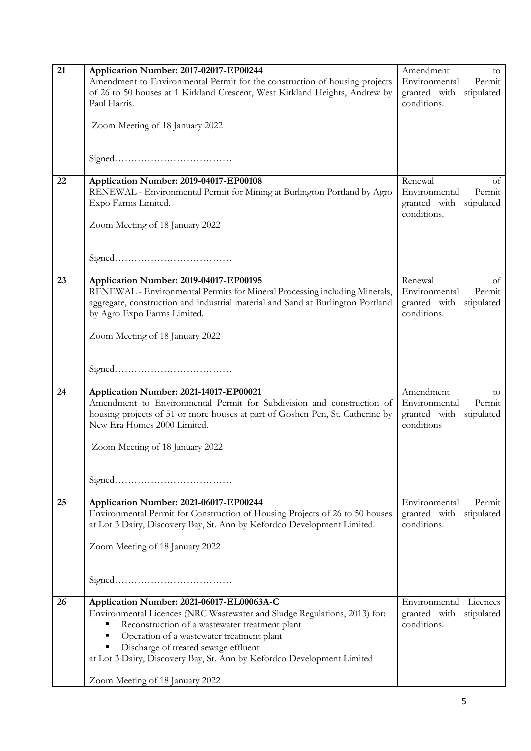| | | |
|---|---|---|
| 21 | **Application Number: 2017-02017-EP00244**<br>Amendment to Environmental Permit for the construction of housing projects of 26 to 50 houses at 1 Kirkland Crescent, West Kirkland Heights, Andrew by Paul Harris.<br><br>Zoom Meeting of 18 January 2022<br><br>Signed……………………………… | Amendment to Environmental Permit granted with stipulated conditions. |
| 22 | **Application Number: 2019-04017-EP00108**<br>RENEWAL - Environmental Permit for Mining at Burlington Portland by Agro Expo Farms Limited.<br><br>Zoom Meeting of 18 January 2022<br><br>Signed……………………………… | Renewal of Environmental Permit granted with stipulated conditions. |
| 23 | **Application Number: 2019-04017-EP00195**<br>RENEWAL - Environmental Permits for Mineral Processing including Minerals, aggregate, construction and industrial material and Sand at Burlington Portland by Agro Expo Farms Limited.<br><br>Zoom Meeting of 18 January 2022<br><br>Signed……………………………… | Renewal of Environmental Permit granted with stipulated conditions. |
| 24 | **Application Number: 2021-14017-EP00021**<br>Amendment to Environmental Permit for Subdivision and construction of housing projects of 51 or more houses at part of Goshen Pen, St. Catherine by New Era Homes 2000 Limited.<br><br>Zoom Meeting of 18 January 2022<br><br>Signed……………………………… | Amendment to Environmental Permit granted with stipulated conditions |
| 25 | **Application Number: 2021-06017-EP00244**<br>Environmental Permit for Construction of Housing Projects of 26 to 50 houses at Lot 3 Dairy, Discovery Bay, St. Ann by Kefordco Development Limited.<br><br>Zoom Meeting of 18 January 2022<br><br>Signed……………………………… | Environmental Permit granted with stipulated conditions. |
| 26 | **Application Number: 2021-06017-EL00063A-C**<br>Environmental Licences (NRC Wastewater and Sludge Regulations, 2013) for:<br>▪ Reconstruction of a wastewater treatment plant<br>▪ Operation of a wastewater treatment plant<br>▪ Discharge of treated sewage effluent<br>at Lot 3 Dairy, Discovery Bay, St. Ann by Kefordco Development Limited<br><br>Zoom Meeting of 18 January 2022 | Environmental Licences granted with stipulated conditions. |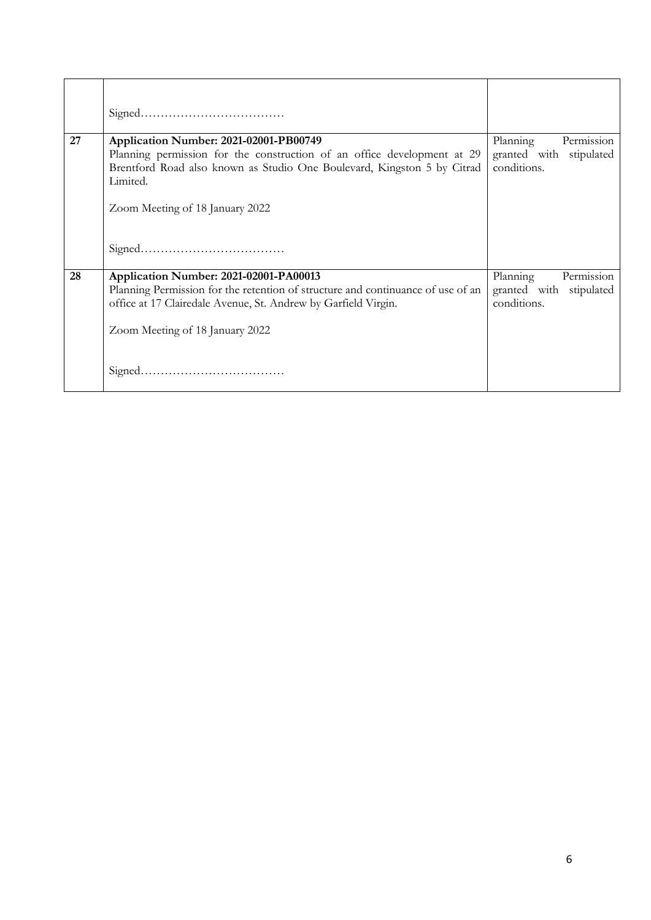| | | |
|---|---|---|
| | Signed……………………………… | |
| 27 | **Application Number: 2021-02001-PB00749**<br>Planning permission for the construction of an office development at 29 Brentford Road also known as Studio One Boulevard, Kingston 5 by Citrad Limited.<br><br>Zoom Meeting of 18 January 2022<br><br>Signed……………………………… | Planning Permission granted with stipulated conditions. |
| 28 | **Application Number: 2021-02001-PA00013**<br>Planning Permission for the retention of structure and continuance of use of an office at 17 Clairedale Avenue, St. Andrew by Garfield Virgin.<br><br>Zoom Meeting of 18 January 2022<br><br>Signed……………………………… | Planning Permission granted with stipulated conditions. |